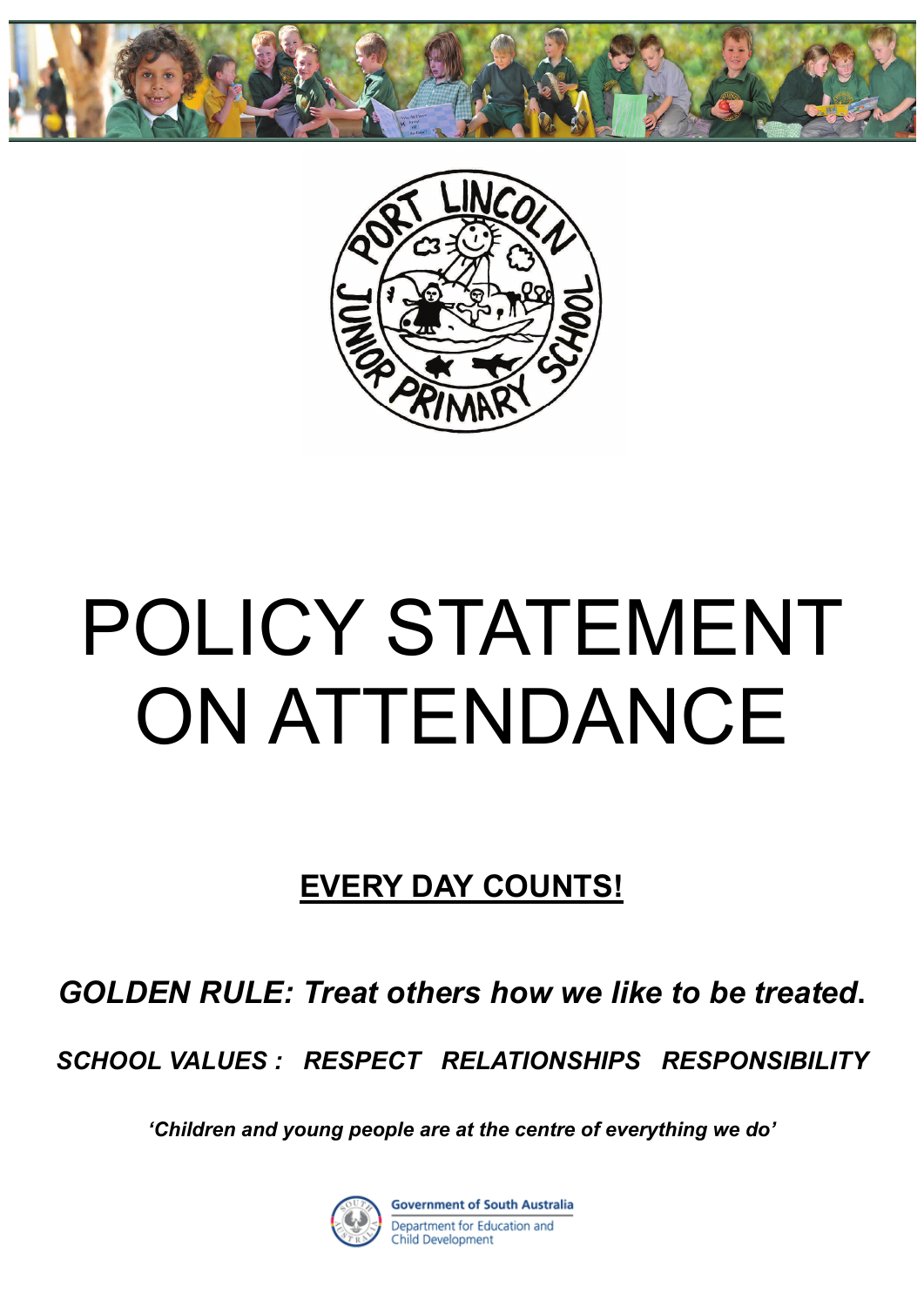# POLICY STATEMENT ON ATTENDANCE

## EVERY DAY COUNTS!

***GOLDEN RULE: Treat others how we like to be treated.***

***SCHOOL VALUES : RESPECT RELATIONSHIPS RESPONSIBILITY***

***'Children and young people are at the centre of everything we do'***

Government of South Australia
Department for Education and Child Development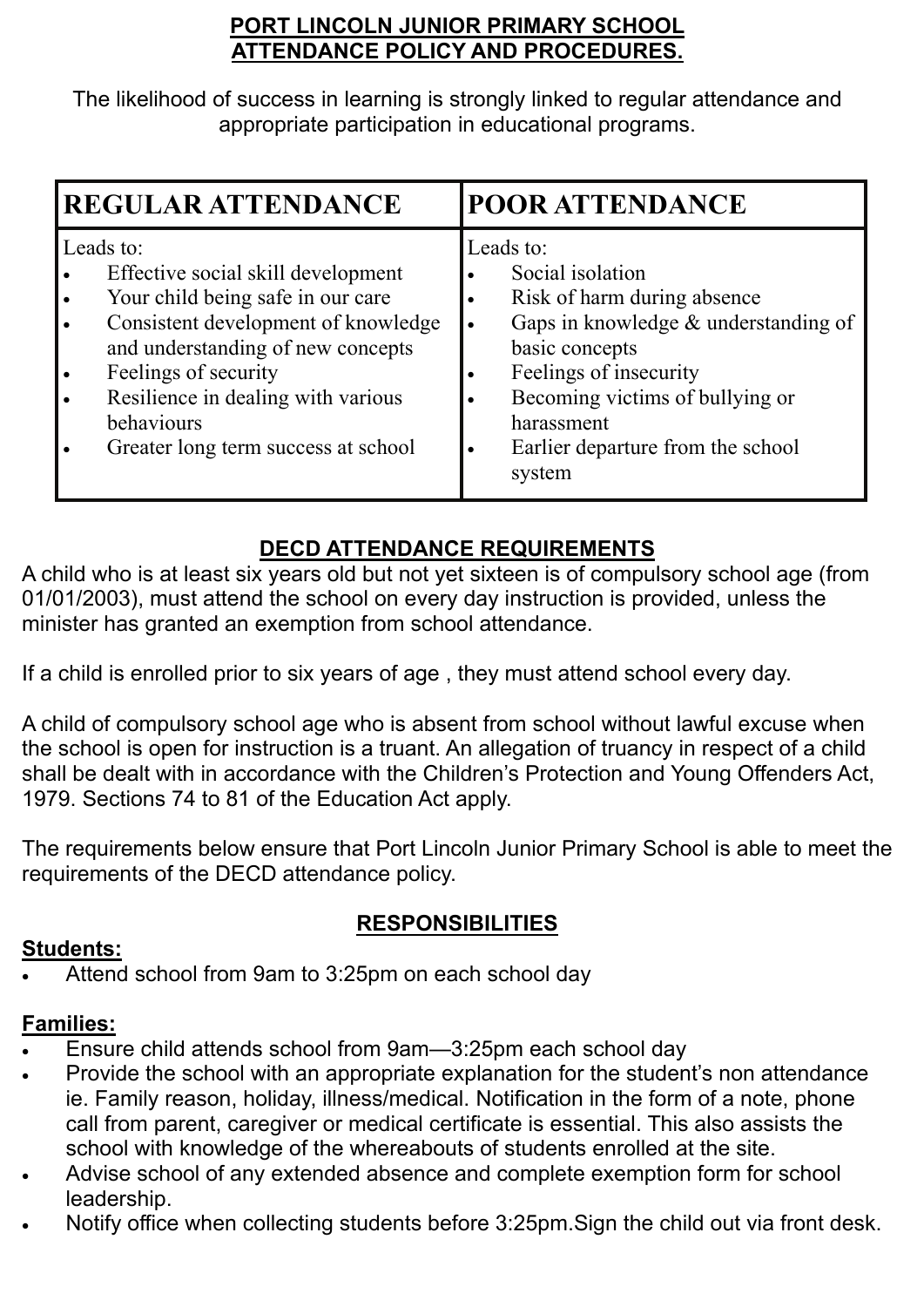# PORT LINCOLN JUNIOR PRIMARY SCHOOL ATTENDANCE POLICY AND PROCEDURES.

The likelihood of success in learning is strongly linked to regular attendance and appropriate participation in educational programs.

| REGULAR ATTENDANCE | POOR ATTENDANCE |
|---|---|
| Leads to:<br>• Effective social skill development<br>• Your child being safe in our care<br>• Consistent development of knowledge and understanding of new concepts<br>• Feelings of security<br>• Resilience in dealing with various behaviours<br>• Greater long term success at school | Leads to:<br>• Social isolation<br>• Risk of harm during absence<br>• Gaps in knowledge & understanding of basic concepts<br>• Feelings of insecurity<br>• Becoming victims of bullying or harassment<br>• Earlier departure from the school system |

## DECD ATTENDANCE REQUIREMENTS

A child who is at least six years old but not yet sixteen is of compulsory school age (from 01/01/2003), must attend the school on every day instruction is provided, unless the minister has granted an exemption from school attendance.

If a child is enrolled prior to six years of age , they must attend school every day.

A child of compulsory school age who is absent from school without lawful excuse when the school is open for instruction is a truant. An allegation of truancy in respect of a child shall be dealt with in accordance with the Children's Protection and Young Offenders Act, 1979. Sections 74 to 81 of the Education Act apply.

The requirements below ensure that Port Lincoln Junior Primary School is able to meet the requirements of the DECD attendance policy.

## RESPONSIBILITIES

**Students:**

- Attend school from 9am to 3:25pm on each school day

**Families:**

- Ensure child attends school from 9am—3:25pm each school day
- Provide the school with an appropriate explanation for the student's non attendance ie. Family reason, holiday, illness/medical. Notification in the form of a note, phone call from parent, caregiver or medical certificate is essential. This also assists the school with knowledge of the whereabouts of students enrolled at the site.
- Advise school of any extended absence and complete exemption form for school leadership.
- Notify office when collecting students before 3:25pm.Sign the child out via front desk.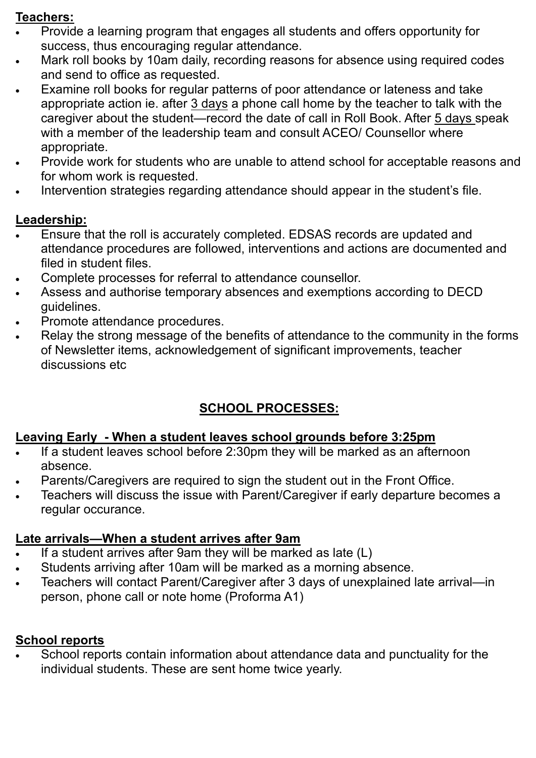**Teachers:**

- Provide a learning program that engages all students and offers opportunity for success, thus encouraging regular attendance.
- Mark roll books by 10am daily, recording reasons for absence using required codes and send to office as requested.
- Examine roll books for regular patterns of poor attendance or lateness and take appropriate action ie. after 3 days a phone call home by the teacher to talk with the caregiver about the student—record the date of call in Roll Book. After 5 days speak with a member of the leadership team and consult ACEO/ Counsellor where appropriate.
- Provide work for students who are unable to attend school for acceptable reasons and for whom work is requested.
- Intervention strategies regarding attendance should appear in the student's file.

**Leadership:**

- Ensure that the roll is accurately completed. EDSAS records are updated and attendance procedures are followed, interventions and actions are documented and filed in student files.
- Complete processes for referral to attendance counsellor.
- Assess and authorise temporary absences and exemptions according to DECD guidelines.
- Promote attendance procedures.
- Relay the strong message of the benefits of attendance to the community in the forms of Newsletter items, acknowledgement of significant improvements, teacher discussions etc

## SCHOOL PROCESSES:

**Leaving Early - When a student leaves school grounds before 3:25pm**

- If a student leaves school before 2:30pm they will be marked as an afternoon absence.
- Parents/Caregivers are required to sign the student out in the Front Office.
- Teachers will discuss the issue with Parent/Caregiver if early departure becomes a regular occurance.

**Late arrivals—When a student arrives after 9am**

- If a student arrives after 9am they will be marked as late (L)
- Students arriving after 10am will be marked as a morning absence.
- Teachers will contact Parent/Caregiver after 3 days of unexplained late arrival—in person, phone call or note home (Proforma A1)

**School reports**

- School reports contain information about attendance data and punctuality for the individual students. These are sent home twice yearly.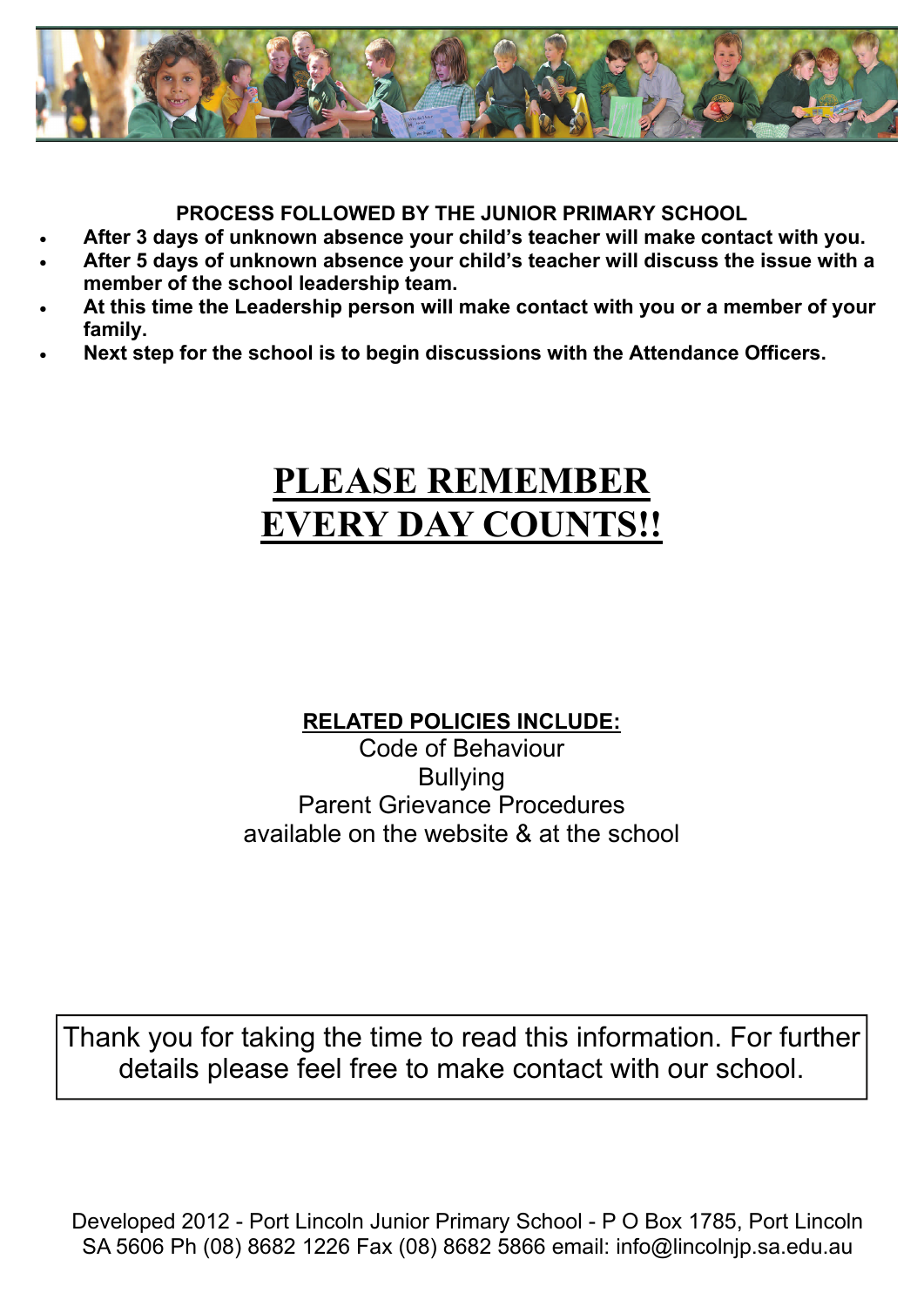**PROCESS FOLLOWED BY THE JUNIOR PRIMARY SCHOOL**

- **After 3 days of unknown absence your child's teacher will make contact with you.**
- **After 5 days of unknown absence your child's teacher will discuss the issue with a member of the school leadership team.**
- **At this time the Leadership person will make contact with you or a member of your family.**
- **Next step for the school is to begin discussions with the Attendance Officers.**

# PLEASE REMEMBER
# EVERY DAY COUNTS!!

**RELATED POLICIES INCLUDE:**

Code of Behaviour
Bullying
Parent Grievance Procedures
available on the website & at the school

Thank you for taking the time to read this information. For further details please feel free to make contact with our school.

Developed 2012 - Port Lincoln Junior Primary School - P O Box 1785, Port Lincoln SA 5606 Ph (08) 8682 1226 Fax (08) 8682 5866 email: info@lincolnjp.sa.edu.au